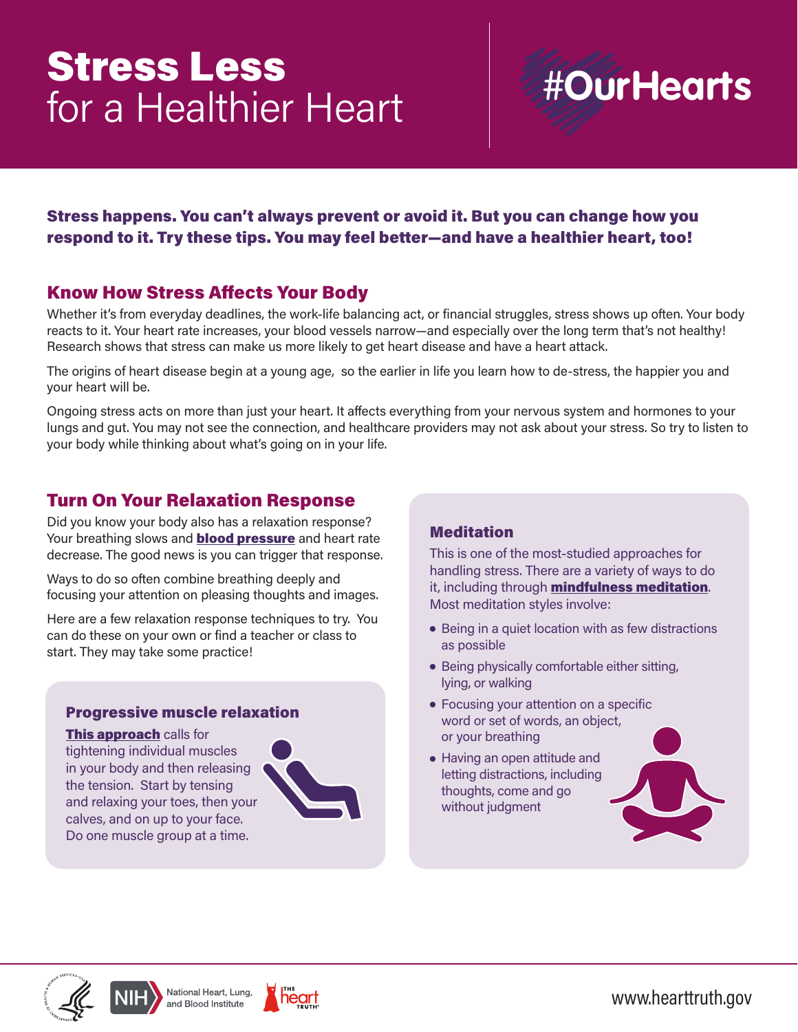# Stress Less for a Healthier Heart

#OurHearts

**Stress happens. You can't always prevent or avoid it. But you can change how you respond to it. Try these tips. You may feel better—and have a healthier heart, too!**

## Know How Stress Affects Your Body

Whether it's from everyday deadlines, the work-life balancing act, or financial struggles, stress shows up often. Your body reacts to it. Your heart rate increases, your blood vessels narrow—and especially over the long term that's not healthy! Research shows that stress can make us more likely to get heart disease and have a heart attack.

The origins of heart disease begin at a young age, so the earlier in life you learn how to de-stress, the happier you and your heart will be.

Ongoing stress acts on more than just your heart. It affects everything from your nervous system and hormones to your lungs and gut. You may not see the connection, and healthcare providers may not ask about your stress. So try to listen to your body while thinking about what's going on in your life.

## Turn On Your Relaxation Response

Did you know your body also has a relaxation response? Your breathing slows and **blood pressure** and heart rate decrease. The good news is you can trigger that response.

Ways to do so often combine breathing deeply and focusing your attention on pleasing thoughts and images.

Here are a few relaxation response techniques to try. You can do these on your own or find a teacher or class to start. They may take some practice!

### Progressive muscle relaxation

**This approach** calls for tightening individual muscles in your body and then releasing the tension. Start by tensing and relaxing your toes, then your calves, and on up to your face. Do one muscle group at a time.

### Meditation

This is one of the most-studied approaches for handling stress. There are a variety of ways to do it, including through **mindfulness meditation**. Most meditation styles involve:

- Being in a quiet location with as few distractions as possible
- Being physically comfortable either sitting, lying, or walking
- Focusing your attention on a specific word or set of words, an object, or your breathing
- Having an open attitude and letting distractions, including thoughts, come and go without judgment

NIH National Heart, Lung, and Blood Institute | The Heart Truth | www.hearttruth.gov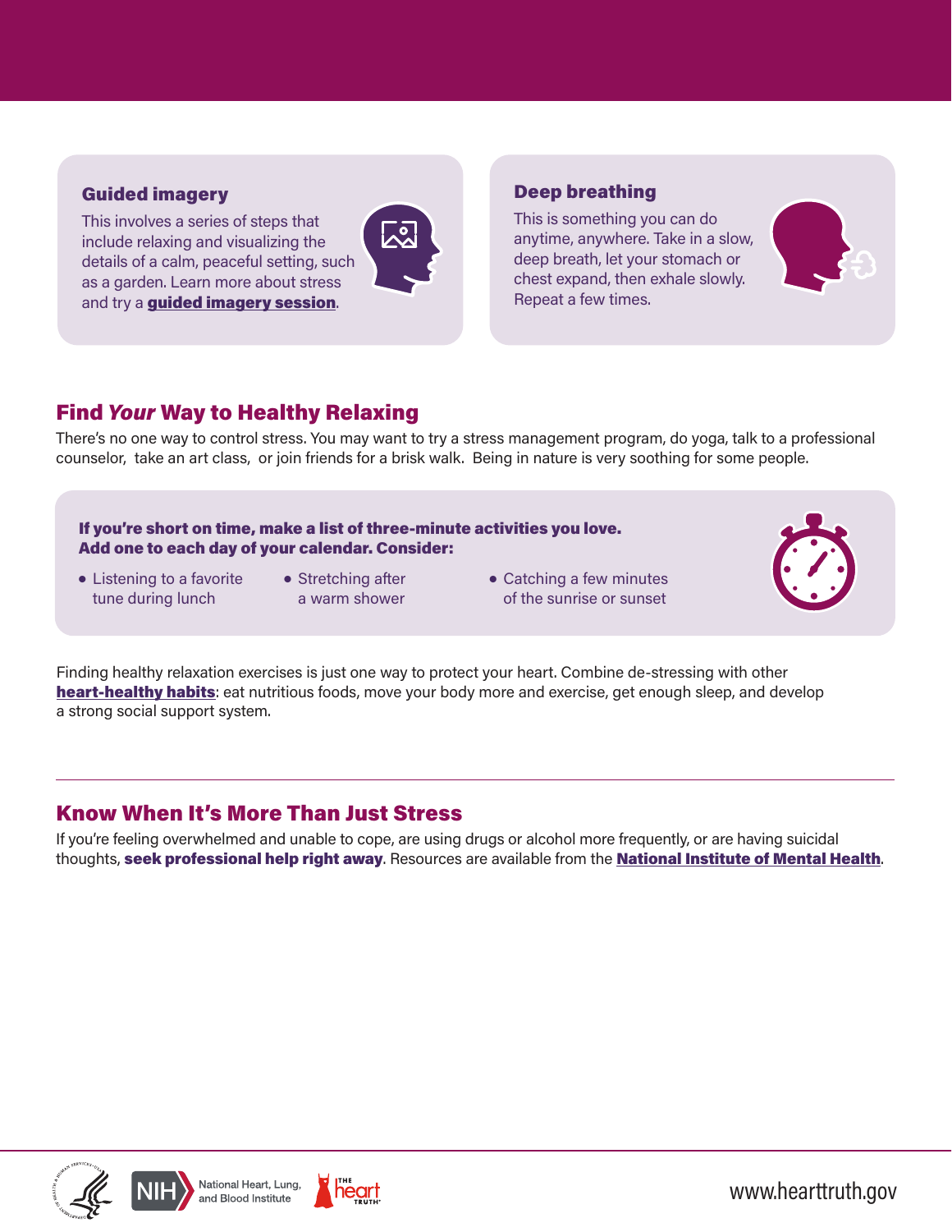### Guided imagery

This involves a series of steps that include relaxing and visualizing the details of a calm, peaceful setting, such as a garden. Learn more about stress and try a **guided imagery session**.

### Deep breathing

This is something you can do anytime, anywhere. Take in a slow, deep breath, let your stomach or chest expand, then exhale slowly. Repeat a few times.

## Find *Your* Way to Healthy Relaxing

There's no one way to control stress. You may want to try a stress management program, do yoga, talk to a professional counselor, take an art class, or join friends for a brisk walk. Being in nature is very soothing for some people.

**If you're short on time, make a list of three-minute activities you love. Add one to each day of your calendar. Consider:**

- Listening to a favorite tune during lunch
- Stretching after a warm shower
- Catching a few minutes of the sunrise or sunset

Finding healthy relaxation exercises is just one way to protect your heart. Combine de-stressing with other **heart-healthy habits**: eat nutritious foods, move your body more and exercise, get enough sleep, and develop a strong social support system.

---

## Know When It's More Than Just Stress

If you're feeling overwhelmed and unable to cope, are using drugs or alcohol more frequently, or are having suicidal thoughts, **seek professional help right away**. Resources are available from the **National Institute of Mental Health**.

NIH National Heart, Lung, and Blood Institute

The Heart Truth

www.hearttruth.gov